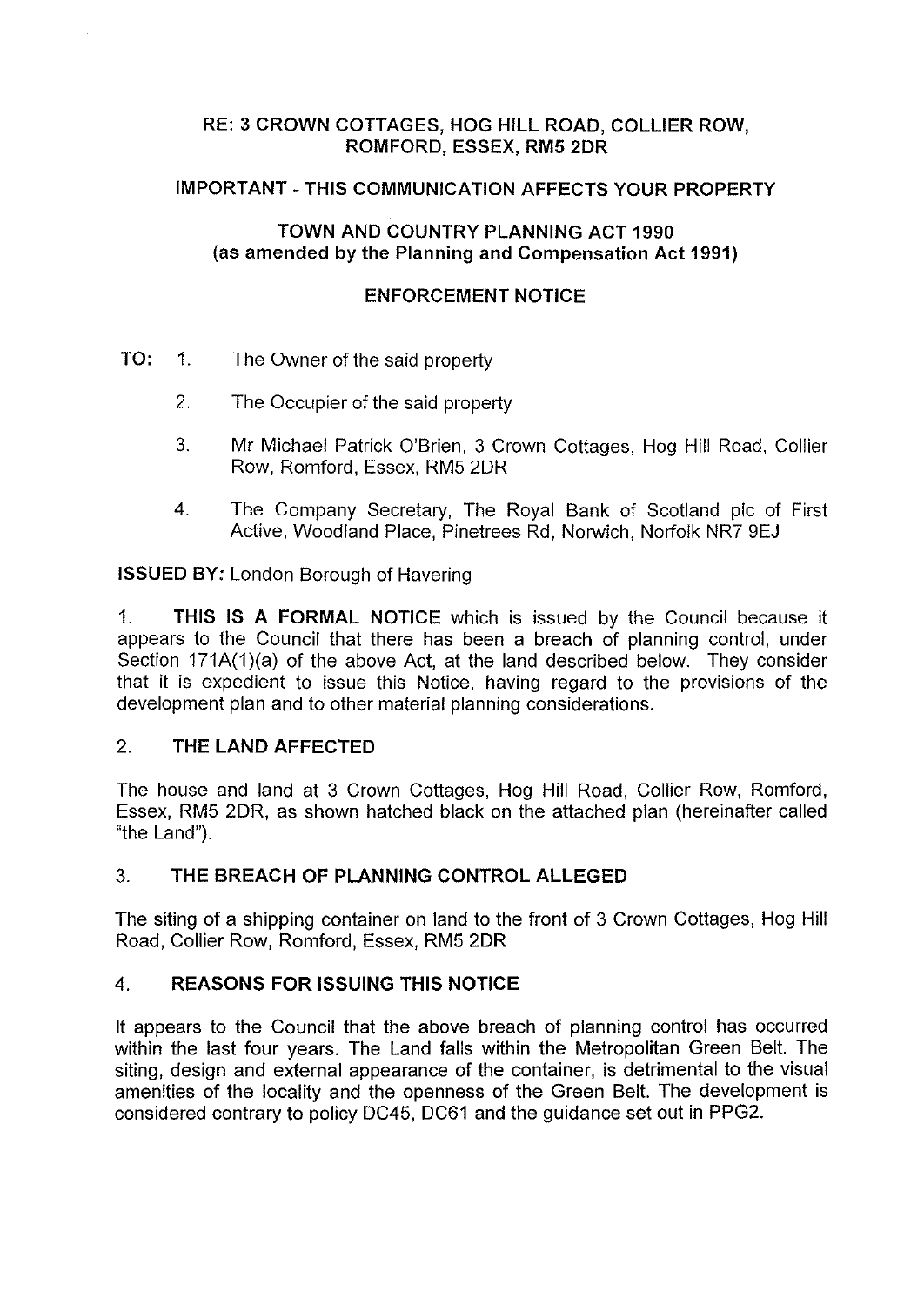**RE: 3 CROWN COTTAGES, HOG HILL ROAD, COLLIER ROW, ROMFORD, ESSEX, RM5 2DR**

**IMPORTANT - THIS COMMUNICATION AFFECTS YOUR PROPERTY**

**TOWN AND COUNTRY PLANNING ACT 1990**
**(as amended by the Planning and Compensation Act 1991)**

**ENFORCEMENT NOTICE**

**TO:**

1. The Owner of the said property
2. The Occupier of the said property
3. Mr Michael Patrick O'Brien, 3 Crown Cottages, Hog Hill Road, Collier Row, Romford, Essex, RM5 2DR
4. The Company Secretary, The Royal Bank of Scotland plc of First Active, Woodland Place, Pinetrees Rd, Norwich, Norfolk NR7 9EJ

**ISSUED BY:** London Borough of Havering

1. **THIS IS A FORMAL NOTICE** which is issued by the Council because it appears to the Council that there has been a breach of planning control, under Section 171A(1)(a) of the above Act, at the land described below. They consider that it is expedient to issue this Notice, having regard to the provisions of the development plan and to other material planning considerations.

## 2. THE LAND AFFECTED

The house and land at 3 Crown Cottages, Hog Hill Road, Collier Row, Romford, Essex, RM5 2DR, as shown hatched black on the attached plan (hereinafter called "the Land").

## 3. THE BREACH OF PLANNING CONTROL ALLEGED

The siting of a shipping container on land to the front of 3 Crown Cottages, Hog Hill Road, Collier Row, Romford, Essex, RM5 2DR

## 4. REASONS FOR ISSUING THIS NOTICE

It appears to the Council that the above breach of planning control has occurred within the last four years. The Land falls within the Metropolitan Green Belt. The siting, design and external appearance of the container, is detrimental to the visual amenities of the locality and the openness of the Green Belt. The development is considered contrary to policy DC45, DC61 and the guidance set out in PPG2.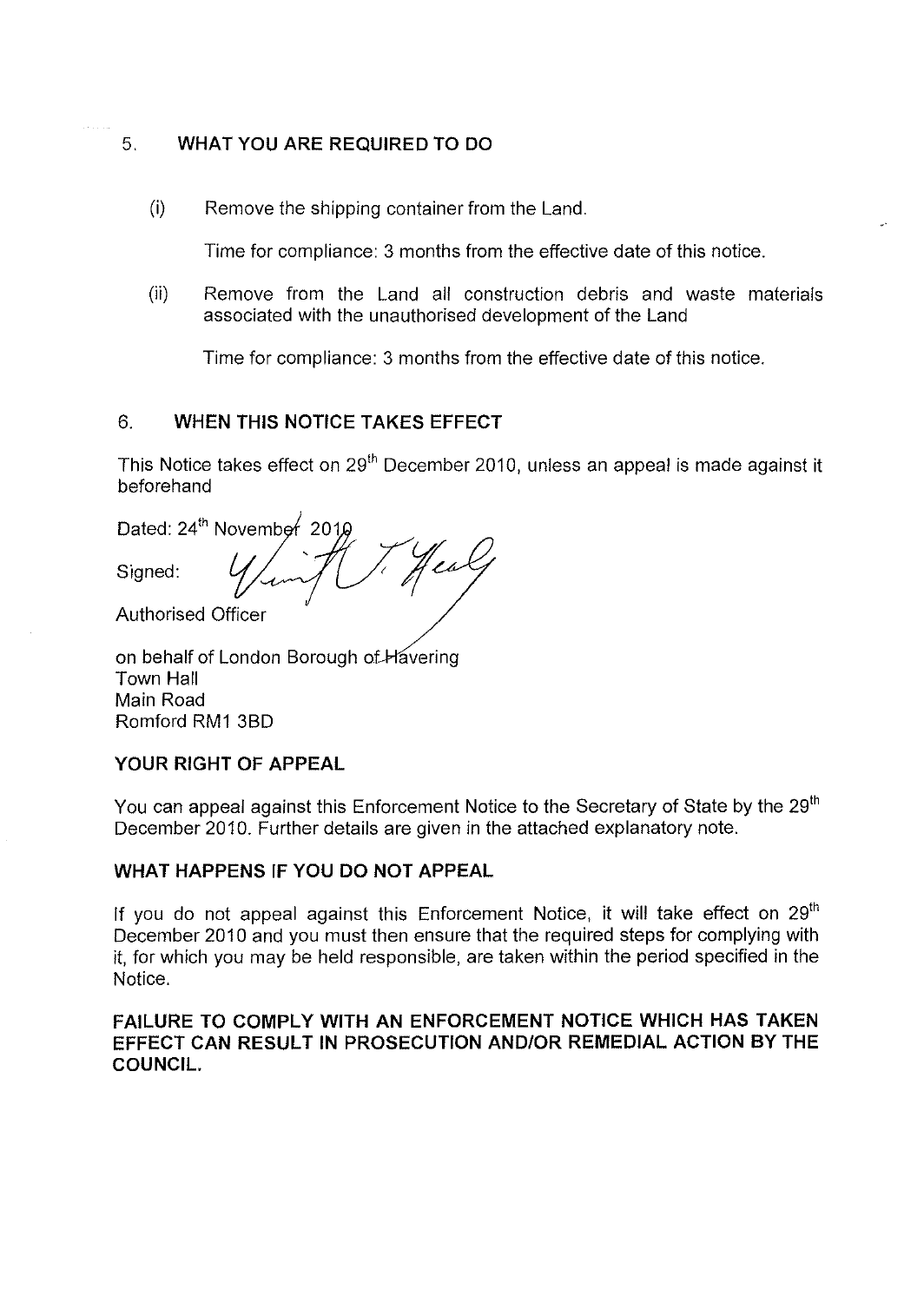## 5. WHAT YOU ARE REQUIRED TO DO

(i) Remove the shipping container from the Land.

Time for compliance: 3 months from the effective date of this notice.

(ii) Remove from the Land all construction debris and waste materials associated with the unauthorised development of the Land

Time for compliance: 3 months from the effective date of this notice.

## 6. WHEN THIS NOTICE TAKES EFFECT

This Notice takes effect on 29th December 2010, unless an appeal is made against it beforehand

Dated: 24th November 2010

Signed:

Authorised Officer

on behalf of London Borough of Havering
Town Hall
Main Road
Romford RM1 3BD

### YOUR RIGHT OF APPEAL

You can appeal against this Enforcement Notice to the Secretary of State by the 29th December 2010. Further details are given in the attached explanatory note.

### WHAT HAPPENS IF YOU DO NOT APPEAL

If you do not appeal against this Enforcement Notice, it will take effect on 29th December 2010 and you must then ensure that the required steps for complying with it, for which you may be held responsible, are taken within the period specified in the Notice.

**FAILURE TO COMPLY WITH AN ENFORCEMENT NOTICE WHICH HAS TAKEN EFFECT CAN RESULT IN PROSECUTION AND/OR REMEDIAL ACTION BY THE COUNCIL.**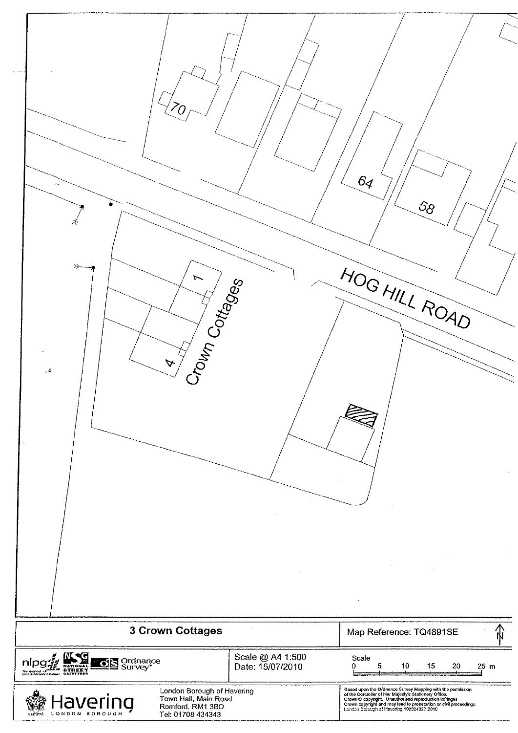70

64

58

HOG HILL ROAD

1

Crown Cottages

4

| 3 Crown Cottages | | Map Reference: TQ4891SE |
|---|---|---|
| nlpg NSG National Street Gazetteer OS Ordnance Survey | Scale @ A4 1:500<br>Date: 15/07/2010 | Scale<br>0 5 10 15 20 25 m |
| Havering London Borough | London Borough of Havering<br>Town Hall, Main Road<br>Romford, RM1 3BD<br>Tel: 01708 434343 | Based upon the Ordnance Survey Mapping with the permission of the Controller of Her Majesty's Stationery Office.<br>Crown © copyright. Unauthorised reproduction infringes Crown copyright and may lead to prosecution or civil proceedings.<br>London Borough of Havering.100024327 2010 |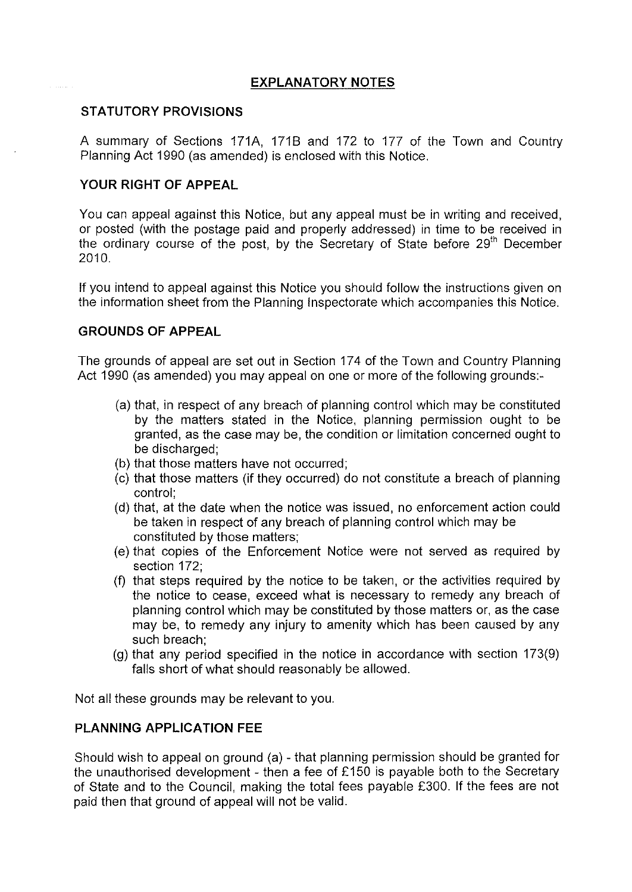## EXPLANATORY NOTES

### STATUTORY PROVISIONS

A summary of Sections 171A, 171B and 172 to 177 of the Town and Country Planning Act 1990 (as amended) is enclosed with this Notice.

### YOUR RIGHT OF APPEAL

You can appeal against this Notice, but any appeal must be in writing and received, or posted (with the postage paid and properly addressed) in time to be received in the ordinary course of the post, by the Secretary of State before 29th December 2010.

If you intend to appeal against this Notice you should follow the instructions given on the information sheet from the Planning Inspectorate which accompanies this Notice.

### GROUNDS OF APPEAL

The grounds of appeal are set out in Section 174 of the Town and Country Planning Act 1990 (as amended) you may appeal on one or more of the following grounds:-

(a) that, in respect of any breach of planning control which may be constituted by the matters stated in the Notice, planning permission ought to be granted, as the case may be, the condition or limitation concerned ought to be discharged;
(b) that those matters have not occurred;
(c) that those matters (if they occurred) do not constitute a breach of planning control;
(d) that, at the date when the notice was issued, no enforcement action could be taken in respect of any breach of planning control which may be constituted by those matters;
(e) that copies of the Enforcement Notice were not served as required by section 172;
(f) that steps required by the notice to be taken, or the activities required by the notice to cease, exceed what is necessary to remedy any breach of planning control which may be constituted by those matters or, as the case may be, to remedy any injury to amenity which has been caused by any such breach;
(g) that any period specified in the notice in accordance with section 173(9) falls short of what should reasonably be allowed.

Not all these grounds may be relevant to you.

### PLANNING APPLICATION FEE

Should wish to appeal on ground (a) - that planning permission should be granted for the unauthorised development - then a fee of £150 is payable both to the Secretary of State and to the Council, making the total fees payable £300. If the fees are not paid then that ground of appeal will not be valid.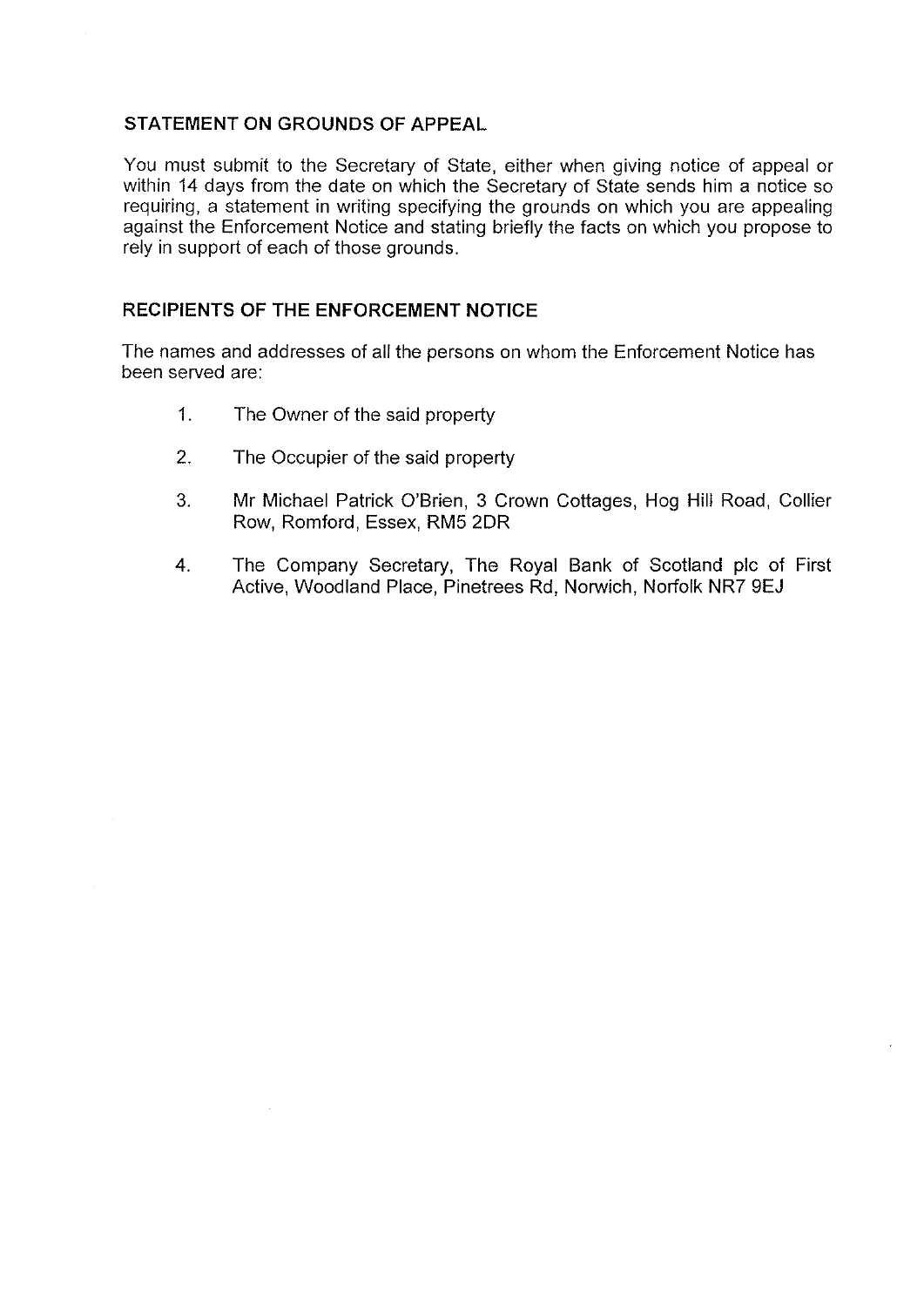## STATEMENT ON GROUNDS OF APPEAL

You must submit to the Secretary of State, either when giving notice of appeal or within 14 days from the date on which the Secretary of State sends him a notice so requiring, a statement in writing specifying the grounds on which you are appealing against the Enforcement Notice and stating briefly the facts on which you propose to rely in support of each of those grounds.

## RECIPIENTS OF THE ENFORCEMENT NOTICE

The names and addresses of all the persons on whom the Enforcement Notice has been served are:

1. The Owner of the said property
2. The Occupier of the said property
3. Mr Michael Patrick O'Brien, 3 Crown Cottages, Hog Hill Road, Collier Row, Romford, Essex, RM5 2DR
4. The Company Secretary, The Royal Bank of Scotland plc of First Active, Woodland Place, Pinetrees Rd, Norwich, Norfolk NR7 9EJ